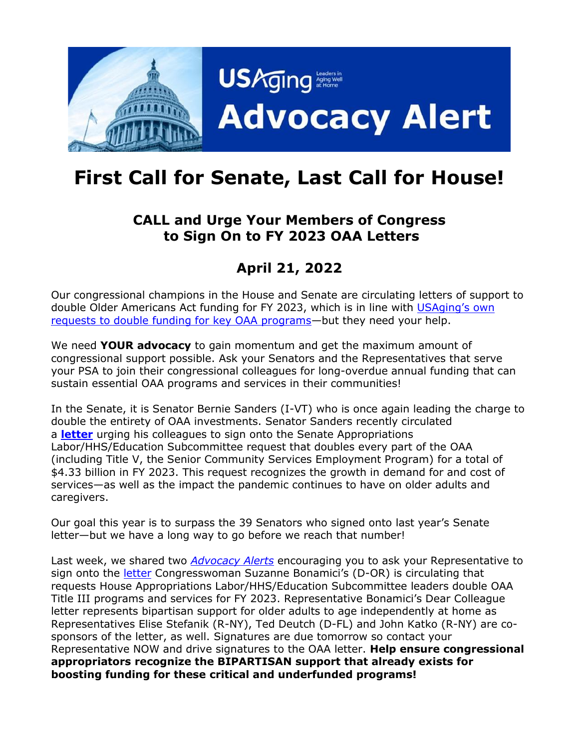USAging Leaders in Aging Well at Home

Advocacy Alert

# First Call for Senate, Last Call for House!

## CALL and Urge Your Members of Congress to Sign On to FY 2023 OAA Letters

## April 21, 2022

Our congressional champions in the House and Senate are circulating letters of support to double Older Americans Act funding for FY 2023, which is in line with USAging's own requests to double funding for key OAA programs—but they need your help.

We need **YOUR advocacy** to gain momentum and get the maximum amount of congressional support possible. Ask your Senators and the Representatives that serve your PSA to join their congressional colleagues for long-overdue annual funding that can sustain essential OAA programs and services in their communities!

In the Senate, it is Senator Bernie Sanders (I-VT) who is once again leading the charge to double the entirety of OAA investments. Senator Sanders recently circulated a **letter** urging his colleagues to sign onto the Senate Appropriations Labor/HHS/Education Subcommittee request that doubles every part of the OAA (including Title V, the Senior Community Services Employment Program) for a total of $4.33 billion in FY 2023. This request recognizes the growth in demand for and cost of services—as well as the impact the pandemic continues to have on older adults and caregivers.

Our goal this year is to surpass the 39 Senators who signed onto last year's Senate letter—but we have a long way to go before we reach that number!

Last week, we shared two *Advocacy Alerts* encouraging you to ask your Representative to sign onto the letter Congresswoman Suzanne Bonamici's (D-OR) is circulating that requests House Appropriations Labor/HHS/Education Subcommittee leaders double OAA Title III programs and services for FY 2023. Representative Bonamici's Dear Colleague letter represents bipartisan support for older adults to age independently at home as Representatives Elise Stefanik (R-NY), Ted Deutch (D-FL) and John Katko (R-NY) are co-sponsors of the letter, as well. Signatures are due tomorrow so contact your Representative NOW and drive signatures to the OAA letter. **Help ensure congressional appropriators recognize the BIPARTISAN support that already exists for boosting funding for these critical and underfunded programs!**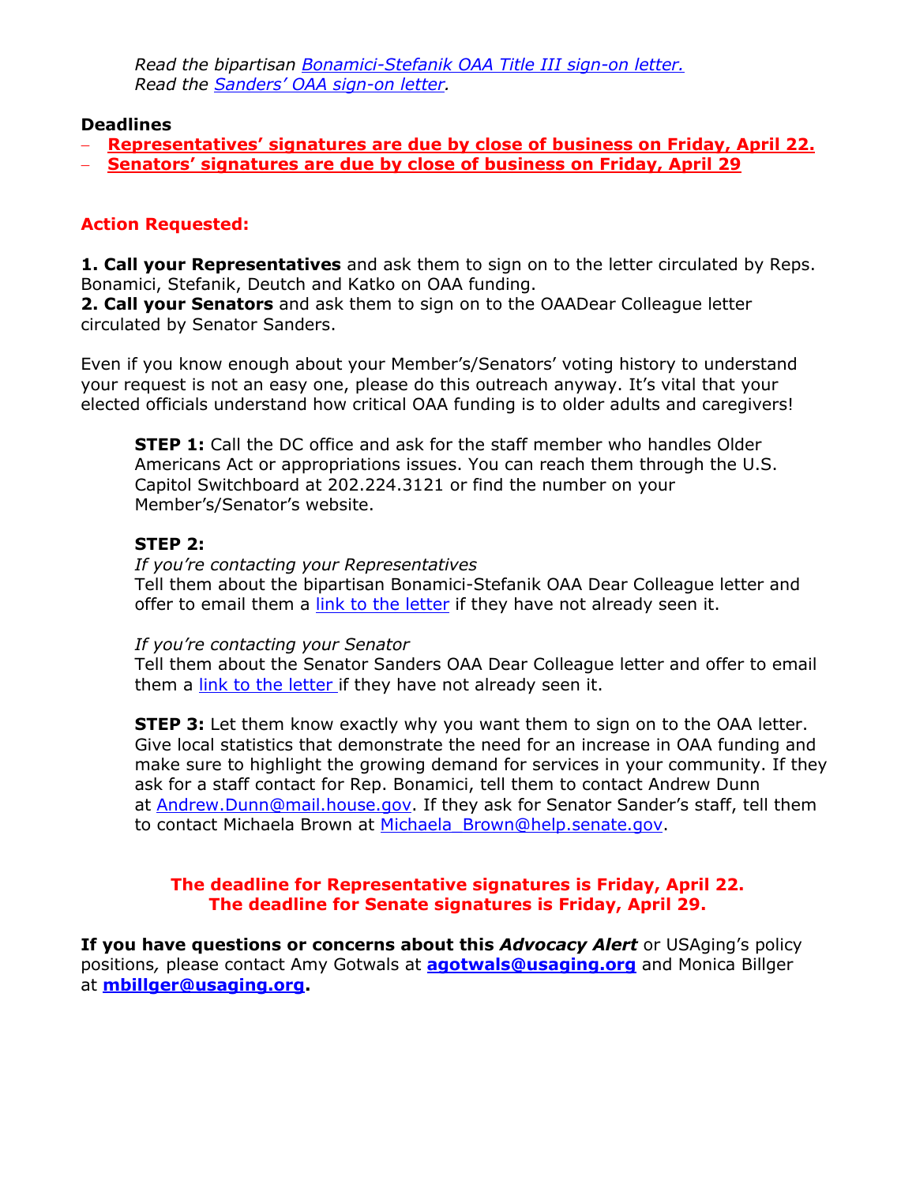*Read the bipartisan [Bonamici-Stefanik OAA Title III sign-on letter.](#)*
*Read the [Sanders' OAA sign-on letter](#).*

**Deadlines**

- **Representatives' signatures are due by close of business on Friday, April 22.**
- **Senators' signatures are due by close of business on Friday, April 29**

**Action Requested:**

**1. Call your Representatives** and ask them to sign on to the letter circulated by Reps. Bonamici, Stefanik, Deutch and Katko on OAA funding.
**2. Call your Senators** and ask them to sign on to the OAADear Colleague letter circulated by Senator Sanders.

Even if you know enough about your Member's/Senators' voting history to understand your request is not an easy one, please do this outreach anyway. It's vital that your elected officials understand how critical OAA funding is to older adults and caregivers!

> **STEP 1:** Call the DC office and ask for the staff member who handles Older Americans Act or appropriations issues. You can reach them through the U.S. Capitol Switchboard at 202.224.3121 or find the number on your Member's/Senator's website.
>
> **STEP 2:**
> *If you're contacting your Representatives*
> Tell them about the bipartisan Bonamici-Stefanik OAA Dear Colleague letter and offer to email them a [link to the letter](#) if they have not already seen it.
>
> *If you're contacting your Senator*
> Tell them about the Senator Sanders OAA Dear Colleague letter and offer to email them a [link to the letter](#) if they have not already seen it.
>
> **STEP 3:** Let them know exactly why you want them to sign on to the OAA letter. Give local statistics that demonstrate the need for an increase in OAA funding and make sure to highlight the growing demand for services in your community. If they ask for a staff contact for Rep. Bonamici, tell them to contact Andrew Dunn at Andrew.Dunn@mail.house.gov. If they ask for Senator Sander's staff, tell them to contact Michaela Brown at Michaela_Brown@help.senate.gov.

**The deadline for Representative signatures is Friday, April 22.**
**The deadline for Senate signatures is Friday, April 29.**

**If you have questions or concerns about this *Advocacy Alert*** or USAging's policy positions, please contact Amy Gotwals at **agotwals@usaging.org** and Monica Billger at **mbillger@usaging.org.**